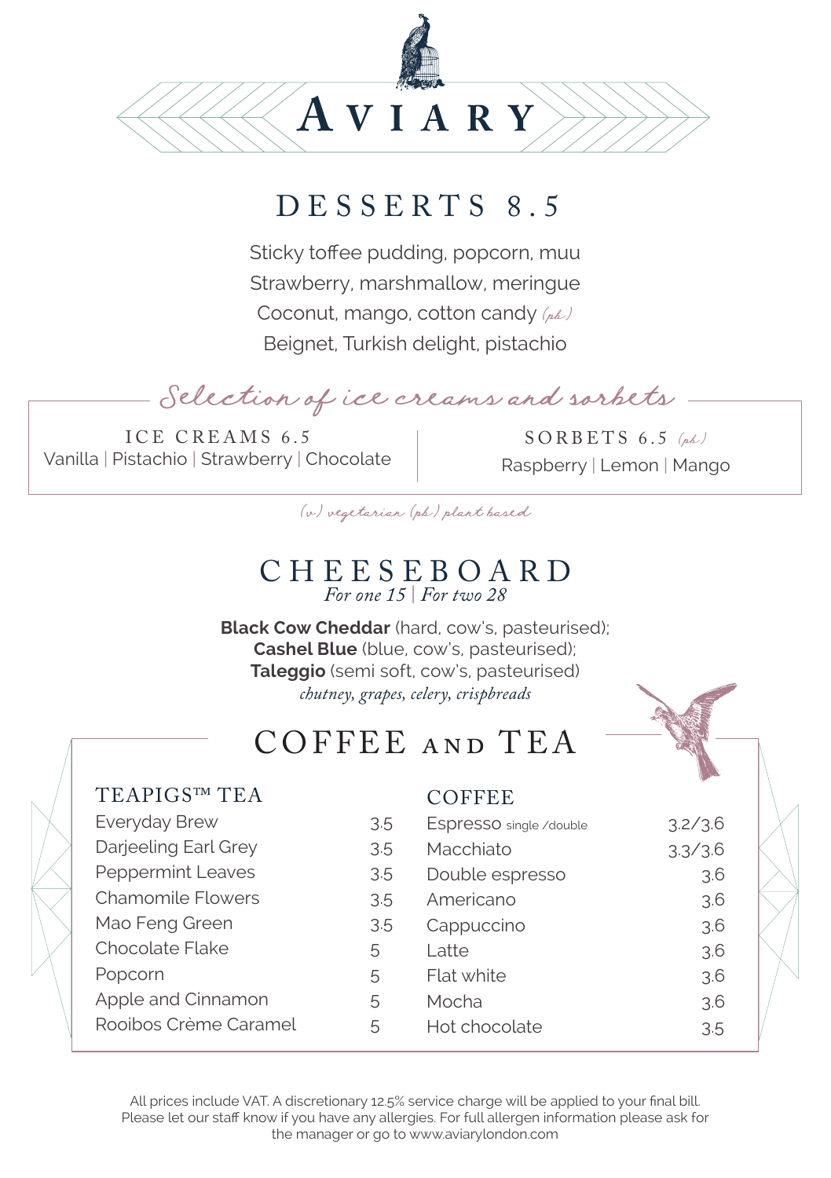# AVIARY

## DESSERTS 8.5

Sticky toffee pudding, popcorn, muu

Strawberry, marshmallow, meringue

Coconut, mango, cotton candy *(pb)*

Beignet, Turkish delight, pistachio

### *Selection of ice creams and sorbets*

**ICE CREAMS 6.5**

Vanilla | Pistachio | Strawberry | Chocolate

**SORBETS 6.5** *(pb)*

Raspberry | Lemon | Mango

*(v) vegetarian (pb) plant based*

## CHEESEBOARD

*For one 15 | For two 28*

**Black Cow Cheddar** (hard, cow's, pasteurised);
**Cashel Blue** (blue, cow's, pasteurised);
**Taleggio** (semi soft, cow's, pasteurised)
*chutney, grapes, celery, crispbreads*

## COFFEE AND TEA

### TEAPIGS™ TEA

| | |
|---|---|
| Everyday Brew | 3.5 |
| Darjeeling Earl Grey | 3.5 |
| Peppermint Leaves | 3.5 |
| Chamomile Flowers | 3.5 |
| Mao Feng Green | 3.5 |
| Chocolate Flake | 5 |
| Popcorn | 5 |
| Apple and Cinnamon | 5 |
| Rooibos Crème Caramel | 5 |

### COFFEE

| | |
|---|---|
| Espresso single /double | 3.2/3.6 |
| Macchiato | 3.3/3.6 |
| Double espresso | 3.6 |
| Americano | 3.6 |
| Cappuccino | 3.6 |
| Latte | 3.6 |
| Flat white | 3.6 |
| Mocha | 3.6 |
| Hot chocolate | 3.5 |

All prices include VAT. A discretionary 12.5% service charge will be applied to your final bill. Please let our staff know if you have any allergies. For full allergen information please ask for the manager or go to www.aviarylondon.com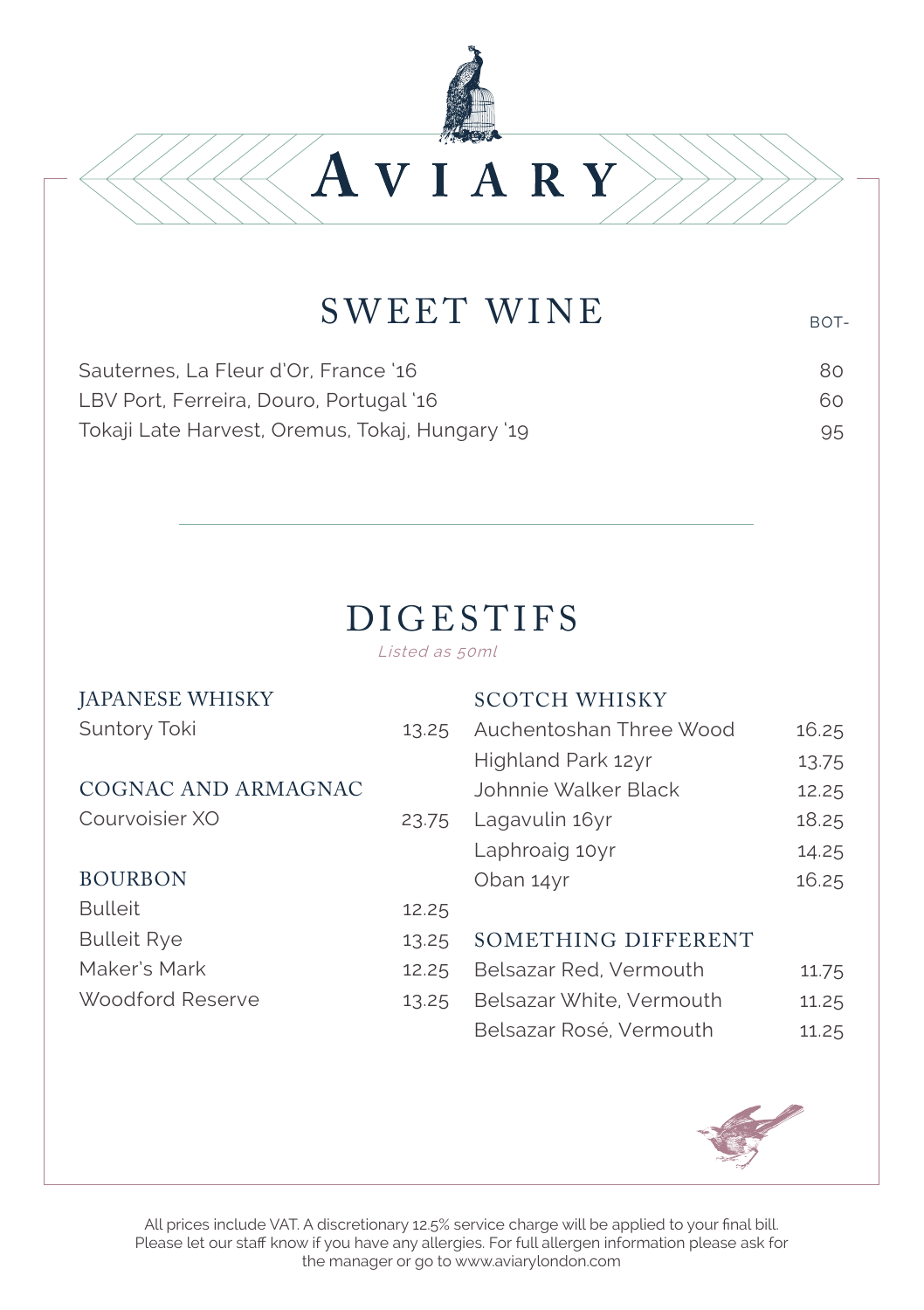# AVIARY

## SWEET WINE

| | BOT- |
|---|---|
| Sauternes, La Fleur d'Or, France '16 | 80 |
| LBV Port, Ferreira, Douro, Portugal '16 | 60 |
| Tokaji Late Harvest, Oremus, Tokaj, Hungary '19 | 95 |

## DIGESTIFS

*Listed as 50ml*

### JAPANESE WHISKY

| | |
|---|---|
| Suntory Toki | 13.25 |

### COGNAC AND ARMAGNAC

| | |
|---|---|
| Courvoisier XO | 23.75 |

### BOURBON

| | |
|---|---|
| Bulleit | 12.25 |
| Bulleit Rye | 13.25 |
| Maker's Mark | 12.25 |
| Woodford Reserve | 13.25 |

### SCOTCH WHISKY

| | |
|---|---|
| Auchentoshan Three Wood | 16.25 |
| Highland Park 12yr | 13.75 |
| Johnnie Walker Black | 12.25 |
| Lagavulin 16yr | 18.25 |
| Laphroaig 10yr | 14.25 |
| Oban 14yr | 16.25 |

### SOMETHING DIFFERENT

| | |
|---|---|
| Belsazar Red, Vermouth | 11.75 |
| Belsazar White, Vermouth | 11.25 |
| Belsazar Rosé, Vermouth | 11.25 |

All prices include VAT. A discretionary 12.5% service charge will be applied to your final bill. Please let our staff know if you have any allergies. For full allergen information please ask for the manager or go to www.aviarylondon.com